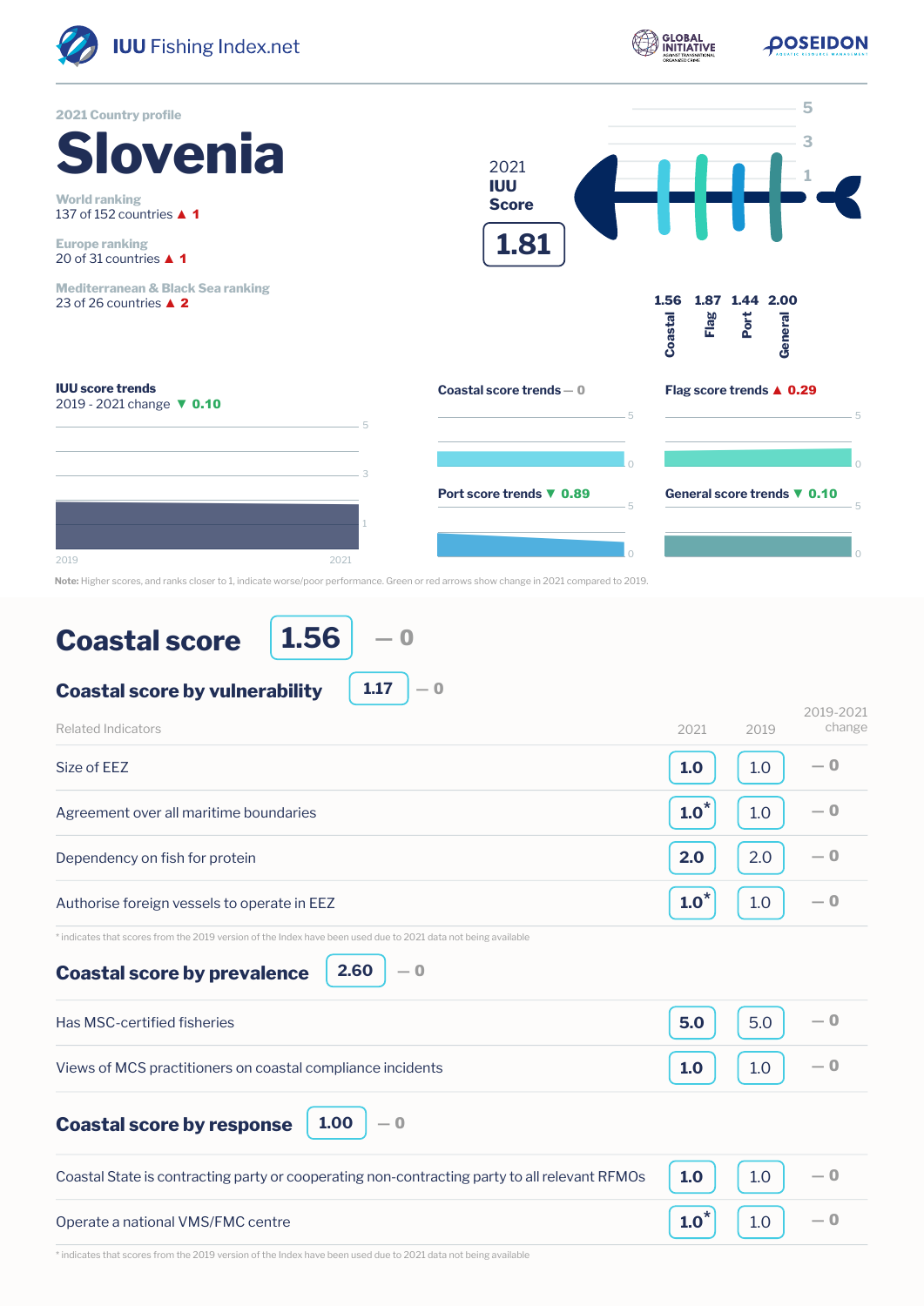IUU Fishing Index.net

2021 Country profile

# Slovenia

World ranking
137 of 152 countries ▲ 1

Europe ranking
20 of 31 countries ▲ 1

Mediterranean & Black Sea ranking
23 of 26 countries ▲ 2

2021 **IUU Score**

**1.81**

| Coastal | Flag | Port | General |
|---|---|---|---|
| 1.56 | 1.87 | 1.44 | 2.00 |

**IUU score trends**
2019 - 2021 change ▼ 0.10

**Coastal score trends** — 0

**Flag score trends** ▲ 0.29

**Port score trends** ▼ 0.89

**General score trends** ▼ 0.10

**Note:** Higher scores, and ranks closer to 1, indicate worse/poor performance. Green or red arrows show change in 2021 compared to 2019.

## Coastal score 1.56 — 0

### Coastal score by vulnerability 1.17 — 0

| Related Indicators | 2021 | 2019 | 2019-2021 change |
|---|---|---|---|
| Size of EEZ | 1.0 | 1.0 | — 0 |
| Agreement over all maritime boundaries | 1.0* | 1.0 | — 0 |
| Dependency on fish for protein | 2.0 | 2.0 | — 0 |
| Authorise foreign vessels to operate in EEZ | 1.0* | 1.0 | — 0 |

\* indicates that scores from the 2019 version of the Index have been used due to 2021 data not being available

### Coastal score by prevalence 2.60 — 0

| Related Indicators | 2021 | 2019 | 2019-2021 change |
|---|---|---|---|
| Has MSC-certified fisheries | 5.0 | 5.0 | — 0 |
| Views of MCS practitioners on coastal compliance incidents | 1.0 | 1.0 | — 0 |

### Coastal score by response 1.00 — 0

| Related Indicators | 2021 | 2019 | 2019-2021 change |
|---|---|---|---|
| Coastal State is contracting party or cooperating non-contracting party to all relevant RFMOs | 1.0 | 1.0 | — 0 |
| Operate a national VMS/FMC centre | 1.0* | 1.0 | — 0 |

\* indicates that scores from the 2019 version of the Index have been used due to 2021 data not being available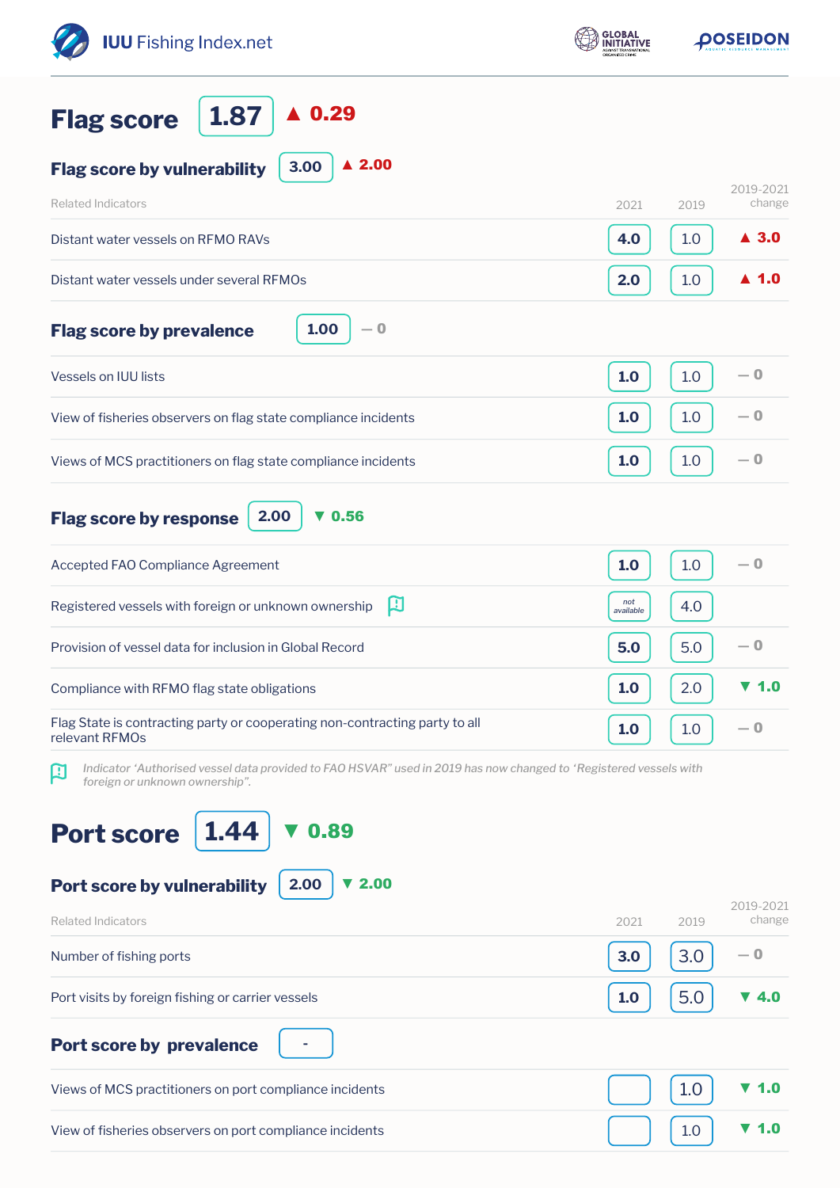# Flag score 1.87 ▲ 0.29

## Flag score by vulnerability 3.00 ▲ 2.00

| Related Indicators | 2021 | 2019 | 2019-2021 change |
|---|---|---|---|
| Distant water vessels on RFMO RAVs | 4.0 | 1.0 | ▲ 3.0 |
| Distant water vessels under several RFMOs | 2.0 | 1.0 | ▲ 1.0 |

## Flag score by prevalence 1.00 — 0

| Related Indicators | 2021 | 2019 | 2019-2021 change |
|---|---|---|---|
| Vessels on IUU lists | 1.0 | 1.0 | — 0 |
| View of fisheries observers on flag state compliance incidents | 1.0 | 1.0 | — 0 |
| Views of MCS practitioners on flag state compliance incidents | 1.0 | 1.0 | — 0 |

## Flag score by response 2.00 ▼ 0.56

| Related Indicators | 2021 | 2019 | 2019-2021 change |
|---|---|---|---|
| Accepted FAO Compliance Agreement | 1.0 | 1.0 | — 0 |
| Registered vessels with foreign or unknown ownership | not available | 4.0 | |
| Provision of vessel data for inclusion in Global Record | 5.0 | 5.0 | — 0 |
| Compliance with RFMO flag state obligations | 1.0 | 2.0 | ▼ 1.0 |
| Flag State is contracting party or cooperating non-contracting party to all relevant RFMOs | 1.0 | 1.0 | — 0 |

*Indicator 'Authorised vessel data provided to FAO HSVAR" used in 2019 has now changed to 'Registered vessels with foreign or unknown ownership".*

# Port score 1.44 ▼ 0.89

## Port score by vulnerability 2.00 ▼ 2.00

| Related Indicators | 2021 | 2019 | 2019-2021 change |
|---|---|---|---|
| Number of fishing ports | 3.0 | 3.0 | — 0 |
| Port visits by foreign fishing or carrier vessels | 1.0 | 5.0 | ▼ 4.0 |

## Port score by prevalence -

| Related Indicators | 2021 | 2019 | 2019-2021 change |
|---|---|---|---|
| Views of MCS practitioners on port compliance incidents | | 1.0 | ▼ 1.0 |
| View of fisheries observers on port compliance incidents | | 1.0 | ▼ 1.0 |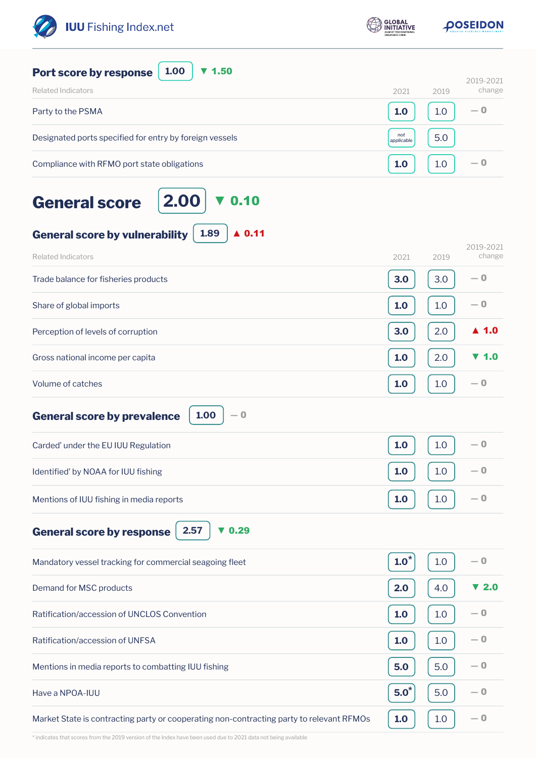## Port score by response 1.00 ▼ 1.50

| Related Indicators | 2021 | 2019 | 2019-2021 change |
|---|---|---|---|
| Party to the PSMA | 1.0 | 1.0 | — 0 |
| Designated ports specified for entry by foreign vessels | not applicable | 5.0 | |
| Compliance with RFMO port state obligations | 1.0 | 1.0 | — 0 |

# General score 2.00 ▼ 0.10

## General score by vulnerability 1.89 ▲ 0.11

| Related Indicators | 2021 | 2019 | 2019-2021 change |
|---|---|---|---|
| Trade balance for fisheries products | 3.0 | 3.0 | — 0 |
| Share of global imports | 1.0 | 1.0 | — 0 |
| Perception of levels of corruption | 3.0 | 2.0 | ▲ 1.0 |
| Gross national income per capita | 1.0 | 2.0 | ▼ 1.0 |
| Volume of catches | 1.0 | 1.0 | — 0 |

## General score by prevalence 1.00 — 0

| | | | |
|---|---|---|---|
| Carded' under the EU IUU Regulation | 1.0 | 1.0 | — 0 |
| Identified' by NOAA for IUU fishing | 1.0 | 1.0 | — 0 |
| Mentions of IUU fishing in media reports | 1.0 | 1.0 | — 0 |

## General score by response 2.57 ▼ 0.29

| | | | |
|---|---|---|---|
| Mandatory vessel tracking for commercial seagoing fleet | 1.0* | 1.0 | — 0 |
| Demand for MSC products | 2.0 | 4.0 | ▼ 2.0 |
| Ratification/accession of UNCLOS Convention | 1.0 | 1.0 | — 0 |
| Ratification/accession of UNFSA | 1.0 | 1.0 | — 0 |
| Mentions in media reports to combatting IUU fishing | 5.0 | 5.0 | — 0 |
| Have a NPOA-IUU | 5.0* | 5.0 | — 0 |
| Market State is contracting party or cooperating non-contracting party to relevant RFMOs | 1.0 | 1.0 | — 0 |

\* indicates that scores from the 2019 version of the Index have been used due to 2021 data not being available